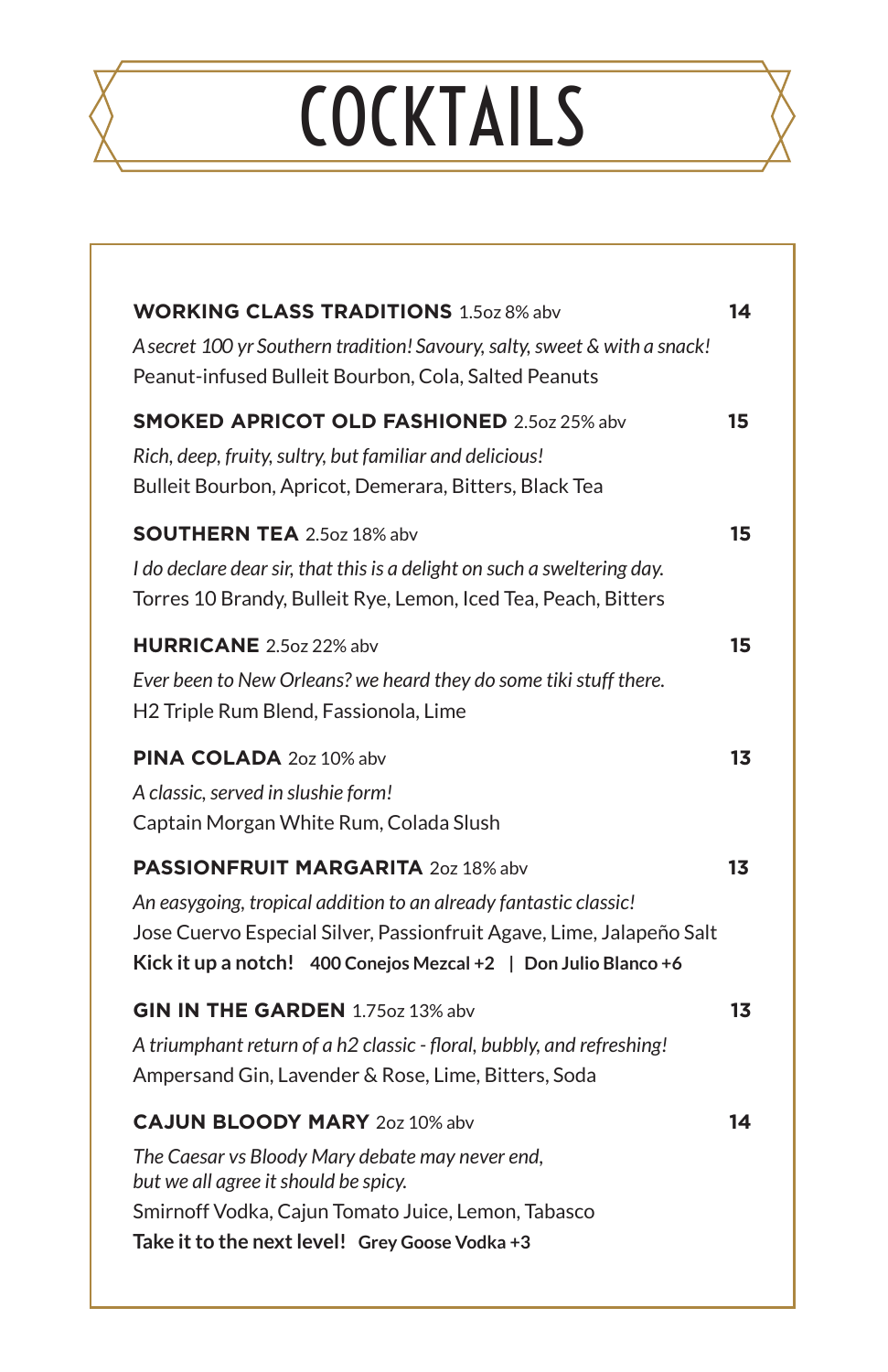# COCKTAILS

**WORKING CLASS TRADITIONS** 1.5oz 8% abv **14**

*A secret 100 yr Southern tradition! Savoury, salty, sweet & with a snack!*
Peanut-infused Bulleit Bourbon, Cola, Salted Peanuts

**SMOKED APRICOT OLD FASHIONED** 2.5oz 25% abv **15**

*Rich, deep, fruity, sultry, but familiar and delicious!*
Bulleit Bourbon, Apricot, Demerara, Bitters, Black Tea

**SOUTHERN TEA** 2.5oz 18% abv **15**

*I do declare dear sir, that this is a delight on such a sweltering day.*
Torres 10 Brandy, Bulleit Rye, Lemon, Iced Tea, Peach, Bitters

**HURRICANE** 2.5oz 22% abv **15**

*Ever been to New Orleans? we heard they do some tiki stuff there.*
H2 Triple Rum Blend, Fassionola, Lime

**PINA COLADA** 2oz 10% abv **13**

*A classic, served in slushie form!*
Captain Morgan White Rum, Colada Slush

**PASSIONFRUIT MARGARITA** 2oz 18% abv **13**

*An easygoing, tropical addition to an already fantastic classic!*
Jose Cuervo Especial Silver, Passionfruit Agave, Lime, Jalapeño Salt
**Kick it up a notch!** **400 Conejos Mezcal +2** | **Don Julio Blanco +6**

**GIN IN THE GARDEN** 1.75oz 13% abv **13**

*A triumphant return of a h2 classic - floral, bubbly, and refreshing!*
Ampersand Gin, Lavender & Rose, Lime, Bitters, Soda

**CAJUN BLOODY MARY** 2oz 10% abv **14**

*The Caesar vs Bloody Mary debate may never end,*
*but we all agree it should be spicy.*
Smirnoff Vodka, Cajun Tomato Juice, Lemon, Tabasco
**Take it to the next level!** **Grey Goose Vodka +3**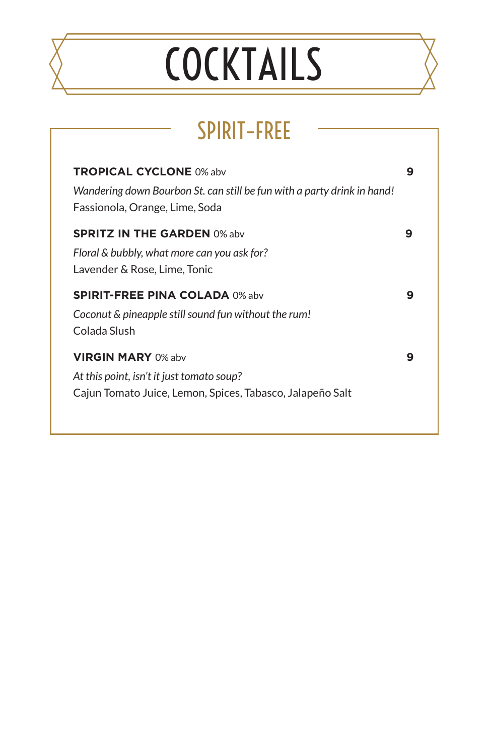# COCKTAILS

## SPIRIT-FREE

**TROPICAL CYCLONE** 0% abv **9**

*Wandering down Bourbon St. can still be fun with a party drink in hand!*
Fassionola, Orange, Lime, Soda

**SPRITZ IN THE GARDEN** 0% abv **9**

*Floral & bubbly, what more can you ask for?*
Lavender & Rose, Lime, Tonic

**SPIRIT-FREE PINA COLADA** 0% abv **9**

*Coconut & pineapple still sound fun without the rum!*
Colada Slush

**VIRGIN MARY** 0% abv **9**

*At this point, isn't it just tomato soup?*
Cajun Tomato Juice, Lemon, Spices, Tabasco, Jalapeño Salt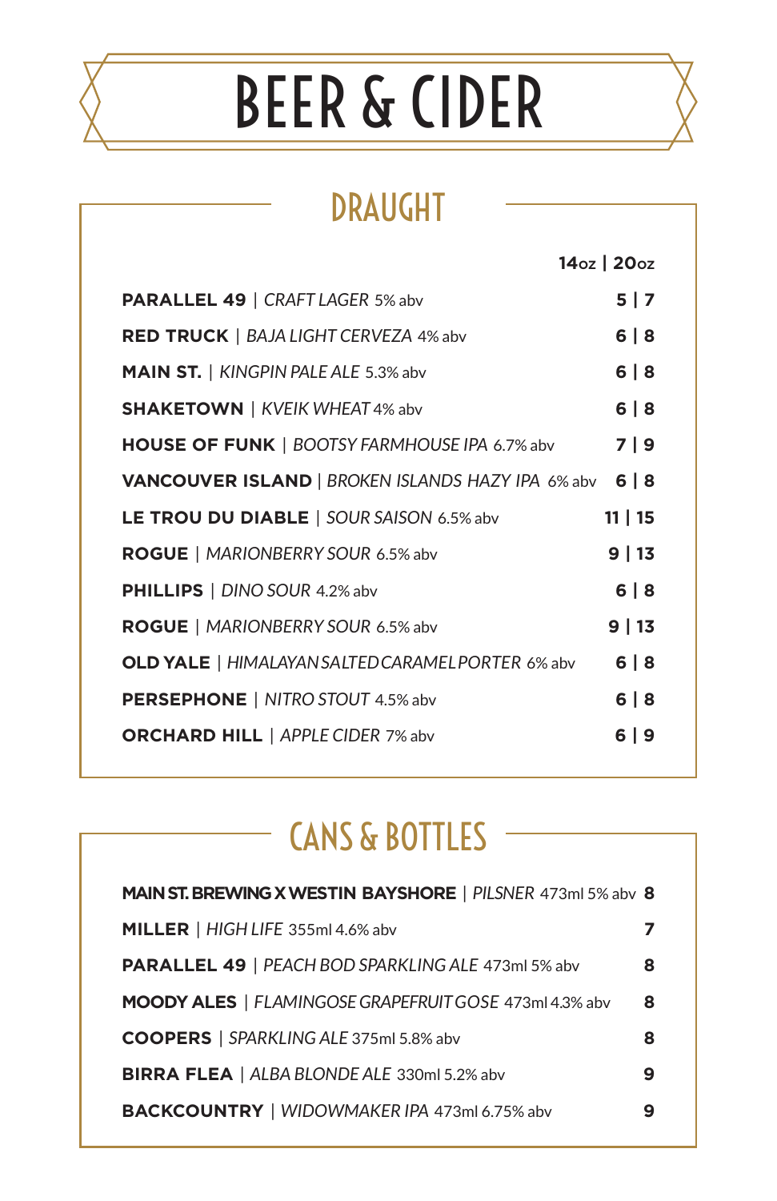# BEER & CIDER

## DRAUGHT

| | 14oz \| 20oz |
|---|---|
| **PARALLEL 49** \| *CRAFT LAGER* 5% abv | 5 \| 7 |
| **RED TRUCK** \| *BAJA LIGHT CERVEZA* 4% abv | 6 \| 8 |
| **MAIN ST.** \| *KINGPIN PALE ALE* 5.3% abv | 6 \| 8 |
| **SHAKETOWN** \| *KVEIK WHEAT* 4% abv | 6 \| 8 |
| **HOUSE OF FUNK** \| *BOOTSY FARMHOUSE IPA* 6.7% abv | 7 \| 9 |
| **VANCOUVER ISLAND** \| *BROKEN ISLANDS HAZY IPA* 6% abv | 6 \| 8 |
| **LE TROU DU DIABLE** \| *SOUR SAISON* 6.5% abv | 11 \| 15 |
| **ROGUE** \| *MARIONBERRY SOUR* 6.5% abv | 9 \| 13 |
| **PHILLIPS** \| *DINO SOUR* 4.2% abv | 6 \| 8 |
| **ROGUE** \| *MARIONBERRY SOUR* 6.5% abv | 9 \| 13 |
| **OLD YALE** \| *HIMALAYAN SALTED CARAMEL PORTER* 6% abv | 6 \| 8 |
| **PERSEPHONE** \| *NITRO STOUT* 4.5% abv | 6 \| 8 |
| **ORCHARD HILL** \| *APPLE CIDER* 7% abv | 6 \| 9 |

## CANS & BOTTLES

| | |
|---|---|
| **MAIN ST. BREWING X WESTIN BAYSHORE** \| *PILSNER* 473ml 5% abv | 8 |
| **MILLER** \| *HIGH LIFE* 355ml 4.6% abv | 7 |
| **PARALLEL 49** \| *PEACH BOD SPARKLING ALE* 473ml 5% abv | 8 |
| **MOODY ALES** \| *FLAMINGOSE GRAPEFRUIT GOSE* 473ml 4.3% abv | 8 |
| **COOPERS** \| *SPARKLING ALE* 375ml 5.8% abv | 8 |
| **BIRRA FLEA** \| *ALBA BLONDE ALE* 330ml 5.2% abv | 9 |
| **BACKCOUNTRY** \| *WIDOWMAKER IPA* 473ml 6.75% abv | 9 |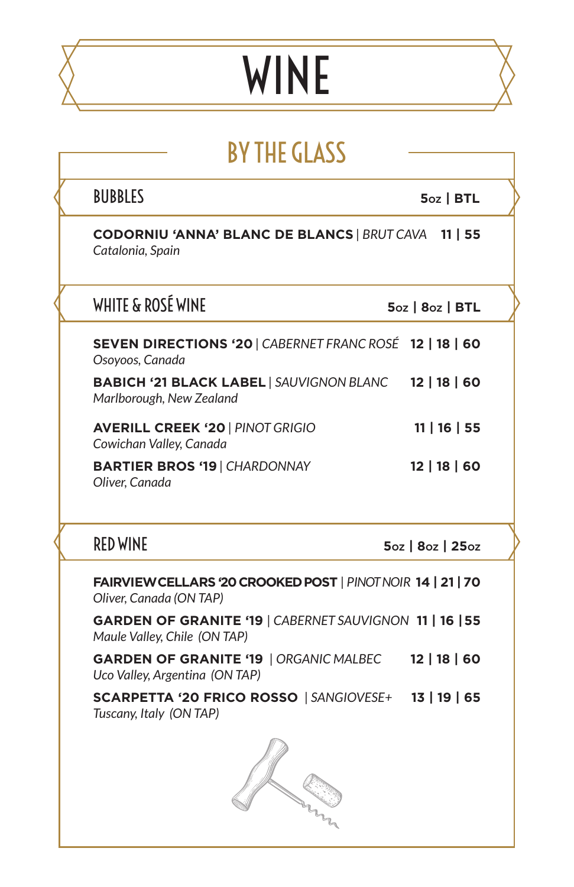# WINE

## BY THE GLASS

### BUBBLES

**5oz | BTL**

**CODORNIU 'ANNA' BLANC DE BLANCS** | *BRUT CAVA* **11 | 55**
*Catalonia, Spain*

### WHITE & ROSÉ WINE

**5oz | 8oz | BTL**

**SEVEN DIRECTIONS '20** | *CABERNET FRANC ROSÉ* **12 | 18 | 60**
*Osoyoos, Canada*

**BABICH '21 BLACK LABEL** | *SAUVIGNON BLANC* **12 | 18 | 60**
*Marlborough, New Zealand*

**AVERILL CREEK '20** | *PINOT GRIGIO* **11 | 16 | 55**
*Cowichan Valley, Canada*

**BARTIER BROS '19** | *CHARDONNAY* **12 | 18 | 60**
*Oliver, Canada*

### RED WINE

**5oz | 8oz | 25oz**

**FAIRVIEW CELLARS '20 CROOKED POST** | *PINOT NOIR* **14 | 21 | 70**
*Oliver, Canada (ON TAP)*

**GARDEN OF GRANITE '19** | *CABERNET SAUVIGNON* **11 | 16 | 55**
*Maule Valley, Chile (ON TAP)*

**GARDEN OF GRANITE '19** | *ORGANIC MALBEC* **12 | 18 | 60**
*Uco Valley, Argentina (ON TAP)*

**SCARPETTA '20 FRICO ROSSO** | *SANGIOVESE+* **13 | 19 | 65**
*Tuscany, Italy (ON TAP)*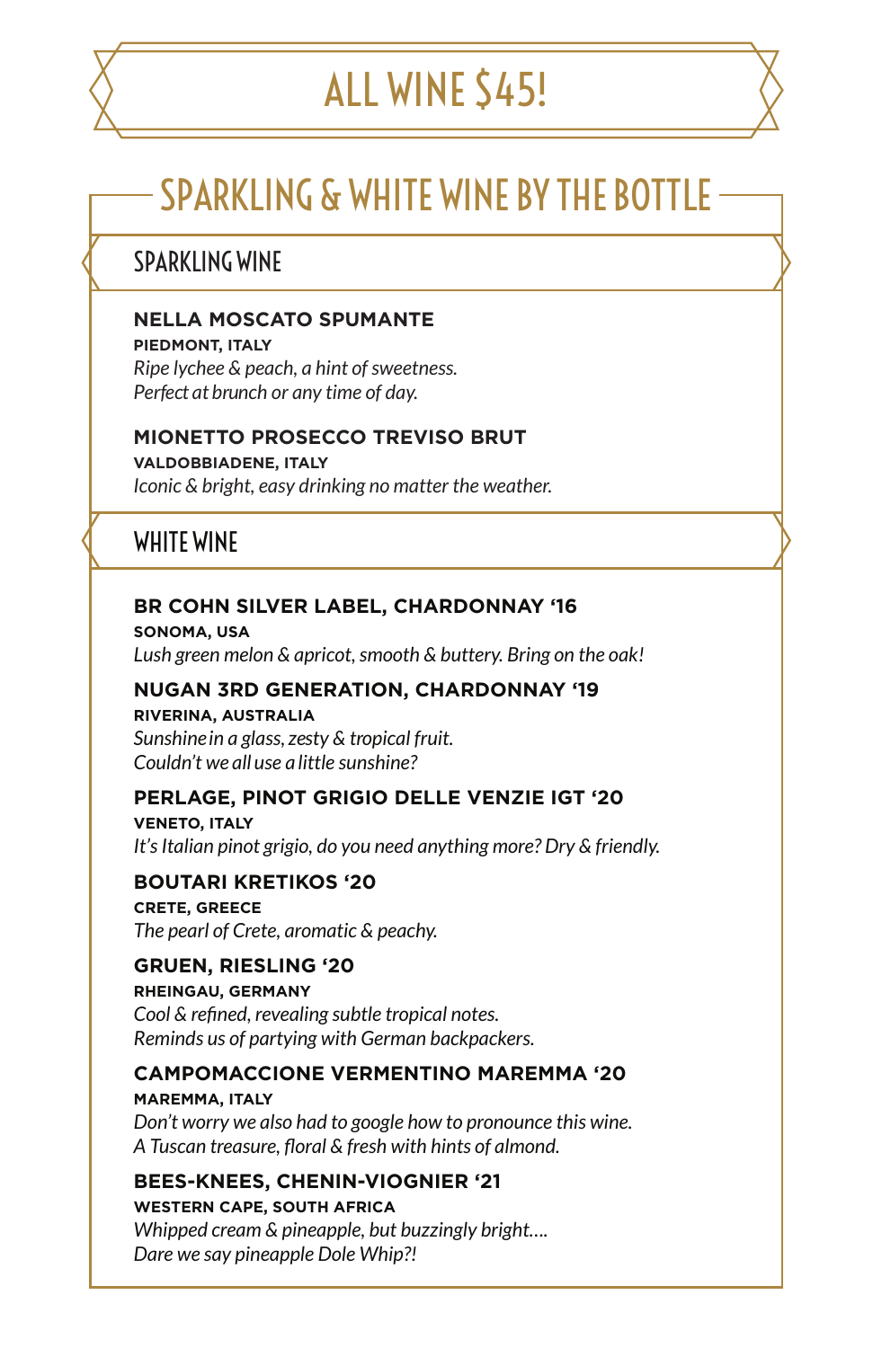# ALL WINE $45!

## SPARKLING & WHITE WINE BY THE BOTTLE

### SPARKLING WINE

**NELLA MOSCATO SPUMANTE**
**PIEDMONT, ITALY**
*Ripe lychee & peach, a hint of sweetness.*
*Perfect at brunch or any time of day.*

**MIONETTO PROSECCO TREVISO BRUT**
**VALDOBBIADENE, ITALY**
*Iconic & bright, easy drinking no matter the weather.*

### WHITE WINE

**BR COHN SILVER LABEL, CHARDONNAY '16**
**SONOMA, USA**
*Lush green melon & apricot, smooth & buttery. Bring on the oak!*

**NUGAN 3RD GENERATION, CHARDONNAY '19**
**RIVERINA, AUSTRALIA**
*Sunshine in a glass, zesty & tropical fruit.*
*Couldn't we all use a little sunshine?*

**PERLAGE, PINOT GRIGIO DELLE VENZIE IGT '20**
**VENETO, ITALY**
*It's Italian pinot grigio, do you need anything more? Dry & friendly.*

**BOUTARI KRETIKOS '20**
**CRETE, GREECE**
*The pearl of Crete, aromatic & peachy.*

**GRUEN, RIESLING '20**
**RHEINGAU, GERMANY**
*Cool & refined, revealing subtle tropical notes.*
*Reminds us of partying with German backpackers.*

**CAMPOMACCIONE VERMENTINO MAREMMA '20**
**MAREMMA, ITALY**
*Don't worry we also had to google how to pronounce this wine.*
*A Tuscan treasure, floral & fresh with hints of almond.*

**BEES-KNEES, CHENIN-VIOGNIER '21**
**WESTERN CAPE, SOUTH AFRICA**
*Whipped cream & pineapple, but buzzingly bright….*
*Dare we say pineapple Dole Whip?!*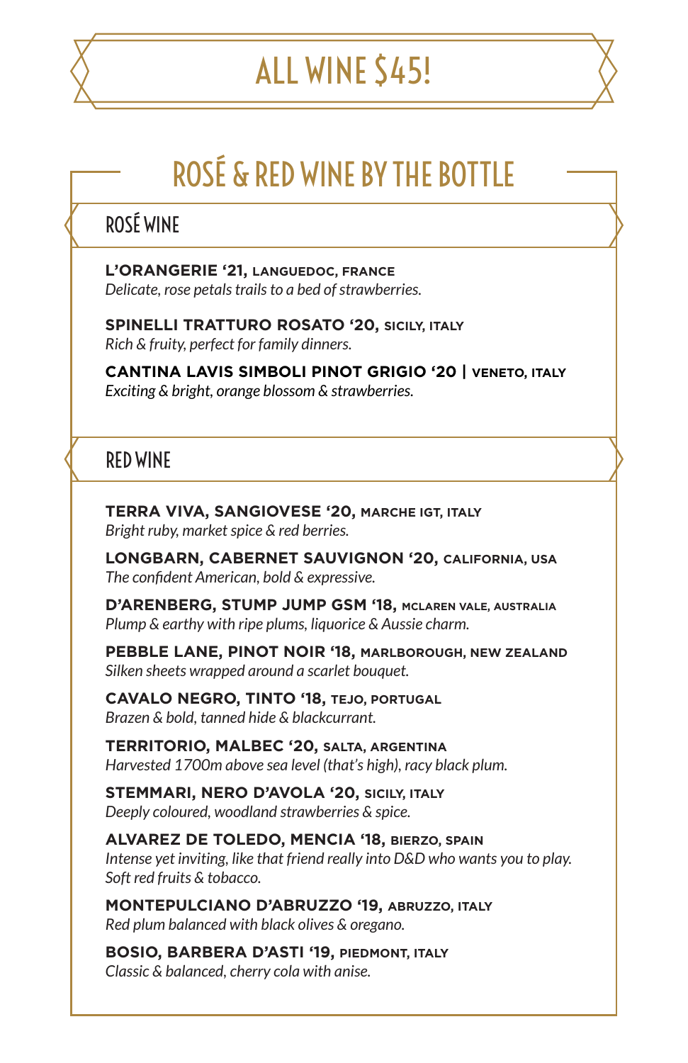# ALL WINE $45!

## ROSÉ & RED WINE BY THE BOTTLE

### ROSÉ WINE

**L'ORANGERIE '21, LANGUEDOC, FRANCE**
*Delicate, rose petals trails to a bed of strawberries.*

**SPINELLI TRATTURO ROSATO '20, SICILY, ITALY**
*Rich & fruity, perfect for family dinners.*

**CANTINA LAVIS SIMBOLI PINOT GRIGIO '20 | VENETO, ITALY**
*Exciting & bright, orange blossom & strawberries.*

### RED WINE

**TERRA VIVA, SANGIOVESE '20, MARCHE IGT, ITALY**
*Bright ruby, market spice & red berries.*

**LONGBARN, CABERNET SAUVIGNON '20, CALIFORNIA, USA**
*The confident American, bold & expressive.*

**D'ARENBERG, STUMP JUMP GSM '18, MCLAREN VALE, AUSTRALIA**
*Plump & earthy with ripe plums, liquorice & Aussie charm.*

**PEBBLE LANE, PINOT NOIR '18, MARLBOROUGH, NEW ZEALAND**
*Silken sheets wrapped around a scarlet bouquet.*

**CAVALO NEGRO, TINTO '18, TEJO, PORTUGAL**
*Brazen & bold, tanned hide & blackcurrant.*

**TERRITORIO, MALBEC '20, SALTA, ARGENTINA**
*Harvested 1700m above sea level (that's high), racy black plum.*

**STEMMARI, NERO D'AVOLA '20, SICILY, ITALY**
*Deeply coloured, woodland strawberries & spice.*

**ALVAREZ DE TOLEDO, MENCIA '18, BIERZO, SPAIN**
*Intense yet inviting, like that friend really into D&D who wants you to play. Soft red fruits & tobacco.*

**MONTEPULCIANO D'ABRUZZO '19, ABRUZZO, ITALY**
*Red plum balanced with black olives & oregano.*

**BOSIO, BARBERA D'ASTI '19, PIEDMONT, ITALY**
*Classic & balanced, cherry cola with anise.*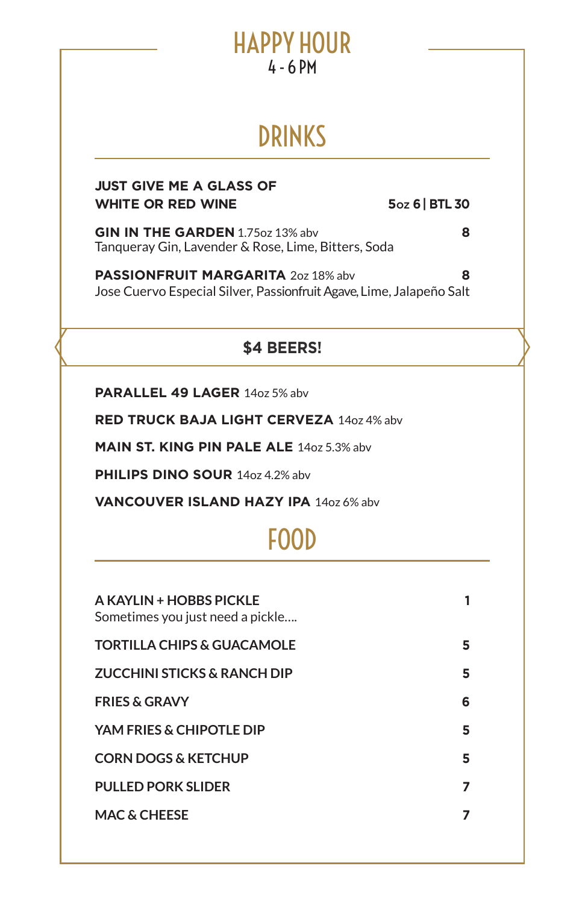# HAPPY HOUR

4 - 6 PM

## DRINKS

**JUST GIVE ME A GLASS OF WHITE OR RED WINE** — **5oz 6 | BTL 30**

**GIN IN THE GARDEN** 1.75oz 13% abv — **8**
Tanqueray Gin, Lavender & Rose, Lime, Bitters, Soda

**PASSIONFRUIT MARGARITA** 2oz 18% abv — **8**
Jose Cuervo Especial Silver, Passionfruit Agave, Lime, Jalapeño Salt

### $4 BEERS!

**PARALLEL 49 LAGER** 14oz 5% abv

**RED TRUCK BAJA LIGHT CERVEZA** 14oz 4% abv

**MAIN ST. KING PIN PALE ALE** 14oz 5.3% abv

**PHILIPS DINO SOUR** 14oz 4.2% abv

**VANCOUVER ISLAND HAZY IPA** 14oz 6% abv

## FOOD

**A KAYLIN + HOBBS PICKLE** — **1**
Sometimes you just need a pickle....

**TORTILLA CHIPS & GUACAMOLE** — **5**

**ZUCCHINI STICKS & RANCH DIP** — **5**

**FRIES & GRAVY** — **6**

**YAM FRIES & CHIPOTLE DIP** — **5**

**CORN DOGS & KETCHUP** — **5**

**PULLED PORK SLIDER** — **7**

**MAC & CHEESE** — **7**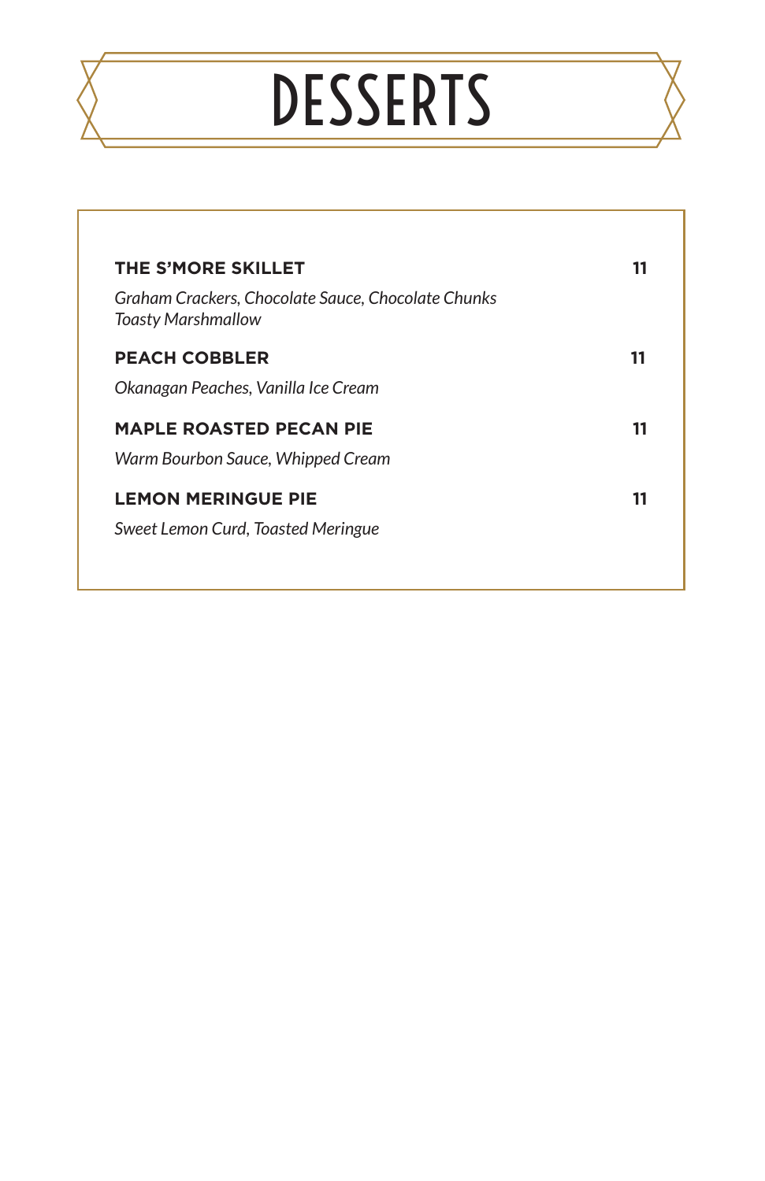# DESSERTS

**THE S'MORE SKILLET** **11**

*Graham Crackers, Chocolate Sauce, Chocolate Chunks*
*Toasty Marshmallow*

**PEACH COBBLER** **11**

*Okanagan Peaches, Vanilla Ice Cream*

**MAPLE ROASTED PECAN PIE** **11**

*Warm Bourbon Sauce, Whipped Cream*

**LEMON MERINGUE PIE** **11**

*Sweet Lemon Curd, Toasted Meringue*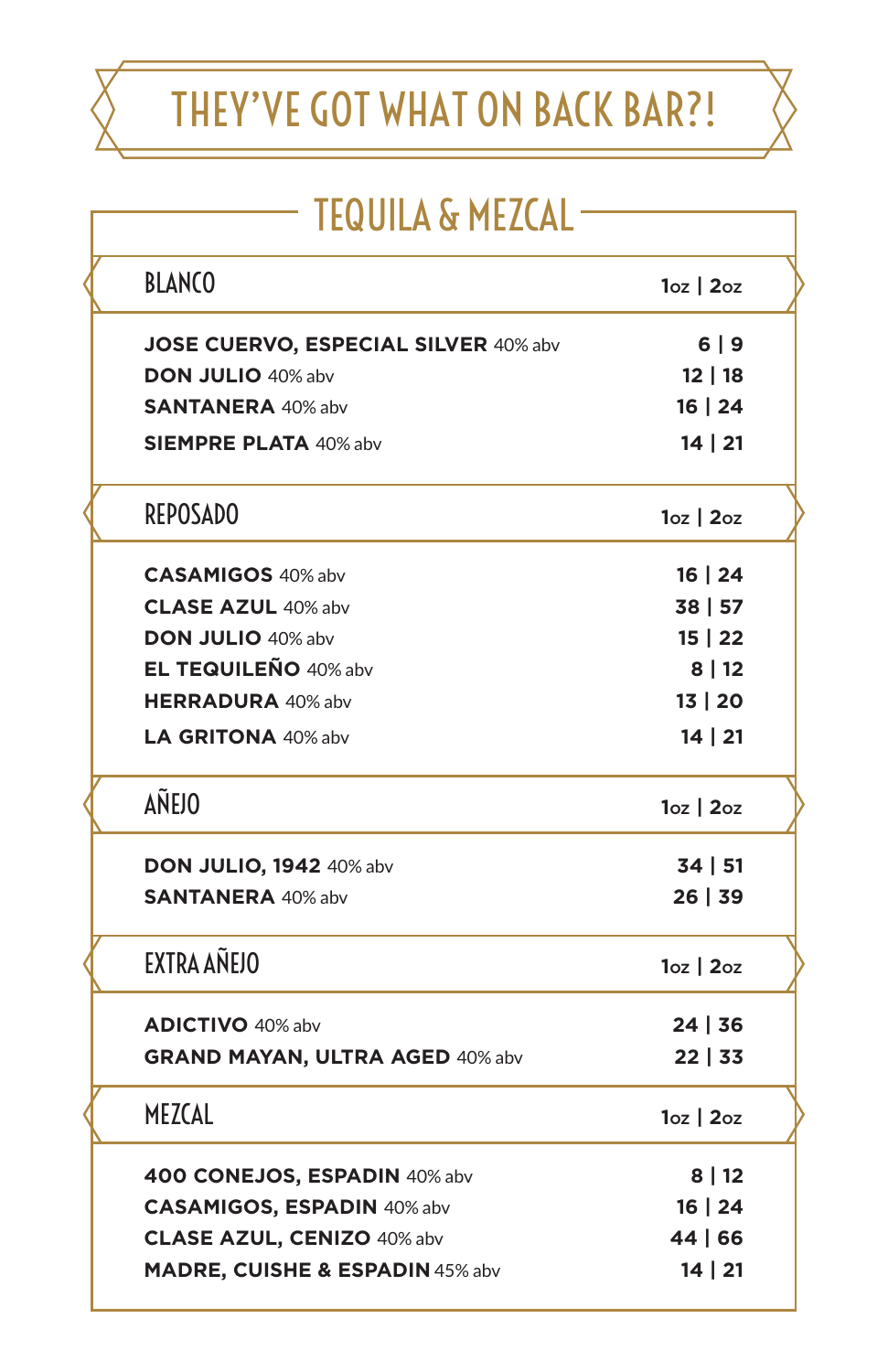# THEY'VE GOT WHAT ON BACK BAR?!

## TEQUILA & MEZCAL

| BLANCO | 1oz \| 2oz |
|---|---|
| **JOSE CUERVO, ESPECIAL SILVER** 40% abv | **6 \| 9** |
| **DON JULIO** 40% abv | **12 \| 18** |
| **SANTANERA** 40% abv | **16 \| 24** |
| **SIEMPRE PLATA** 40% abv | **14 \| 21** |

| REPOSADO | 1oz \| 2oz |
|---|---|
| **CASAMIGOS** 40% abv | **16 \| 24** |
| **CLASE AZUL** 40% abv | **38 \| 57** |
| **DON JULIO** 40% abv | **15 \| 22** |
| **EL TEQUILEÑO** 40% abv | **8 \| 12** |
| **HERRADURA** 40% abv | **13 \| 20** |
| **LA GRITONA** 40% abv | **14 \| 21** |

| AÑEJO | 1oz \| 2oz |
|---|---|
| **DON JULIO, 1942** 40% abv | **34 \| 51** |
| **SANTANERA** 40% abv | **26 \| 39** |

| EXTRA AÑEJO | 1oz \| 2oz |
|---|---|
| **ADICTIVO** 40% abv | **24 \| 36** |
| **GRAND MAYAN, ULTRA AGED** 40% abv | **22 \| 33** |

| MEZCAL | 1oz \| 2oz |
|---|---|
| **400 CONEJOS, ESPADIN** 40% abv | **8 \| 12** |
| **CASAMIGOS, ESPADIN** 40% abv | **16 \| 24** |
| **CLASE AZUL, CENIZO** 40% abv | **44 \| 66** |
| **MADRE, CUISHE & ESPADIN** 45% abv | **14 \| 21** |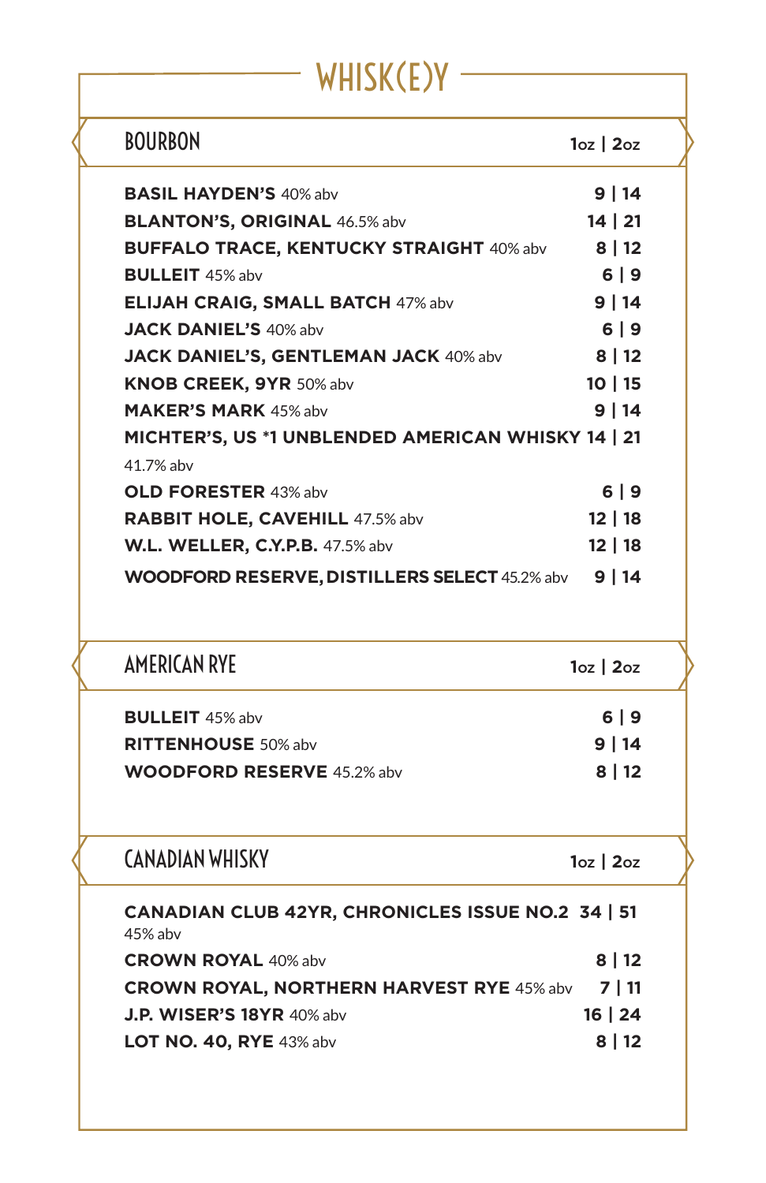# WHISK(E)Y

## BOURBON

| | 1oz \| 2oz |
|---|---|
| **BASIL HAYDEN'S** 40% abv | **9 \| 14** |
| **BLANTON'S, ORIGINAL** 46.5% abv | **14 \| 21** |
| **BUFFALO TRACE, KENTUCKY STRAIGHT** 40% abv | **8 \| 12** |
| **BULLEIT** 45% abv | **6 \| 9** |
| **ELIJAH CRAIG, SMALL BATCH** 47% abv | **9 \| 14** |
| **JACK DANIEL'S** 40% abv | **6 \| 9** |
| **JACK DANIEL'S, GENTLEMAN JACK** 40% abv | **8 \| 12** |
| **KNOB CREEK, 9YR** 50% abv | **10 \| 15** |
| **MAKER'S MARK** 45% abv | **9 \| 14** |
| **MICHTER'S, US *1 UNBLENDED AMERICAN WHISKY** 41.7% abv | **14 \| 21** |
| **OLD FORESTER** 43% abv | **6 \| 9** |
| **RABBIT HOLE, CAVEHILL** 47.5% abv | **12 \| 18** |
| **W.L. WELLER, C.Y.P.B.** 47.5% abv | **12 \| 18** |
| **WOODFORD RESERVE, DISTILLERS SELECT** 45.2% abv | **9 \| 14** |

## AMERICAN RYE

| | 1oz \| 2oz |
|---|---|
| **BULLEIT** 45% abv | **6 \| 9** |
| **RITTENHOUSE** 50% abv | **9 \| 14** |
| **WOODFORD RESERVE** 45.2% abv | **8 \| 12** |

## CANADIAN WHISKY

| | 1oz \| 2oz |
|---|---|
| **CANADIAN CLUB 42YR, CHRONICLES ISSUE NO.2** 45% abv | **34 \| 51** |
| **CROWN ROYAL** 40% abv | **8 \| 12** |
| **CROWN ROYAL, NORTHERN HARVEST RYE** 45% abv | **7 \| 11** |
| **J.P. WISER'S 18YR** 40% abv | **16 \| 24** |
| **LOT NO. 40, RYE** 43% abv | **8 \| 12** |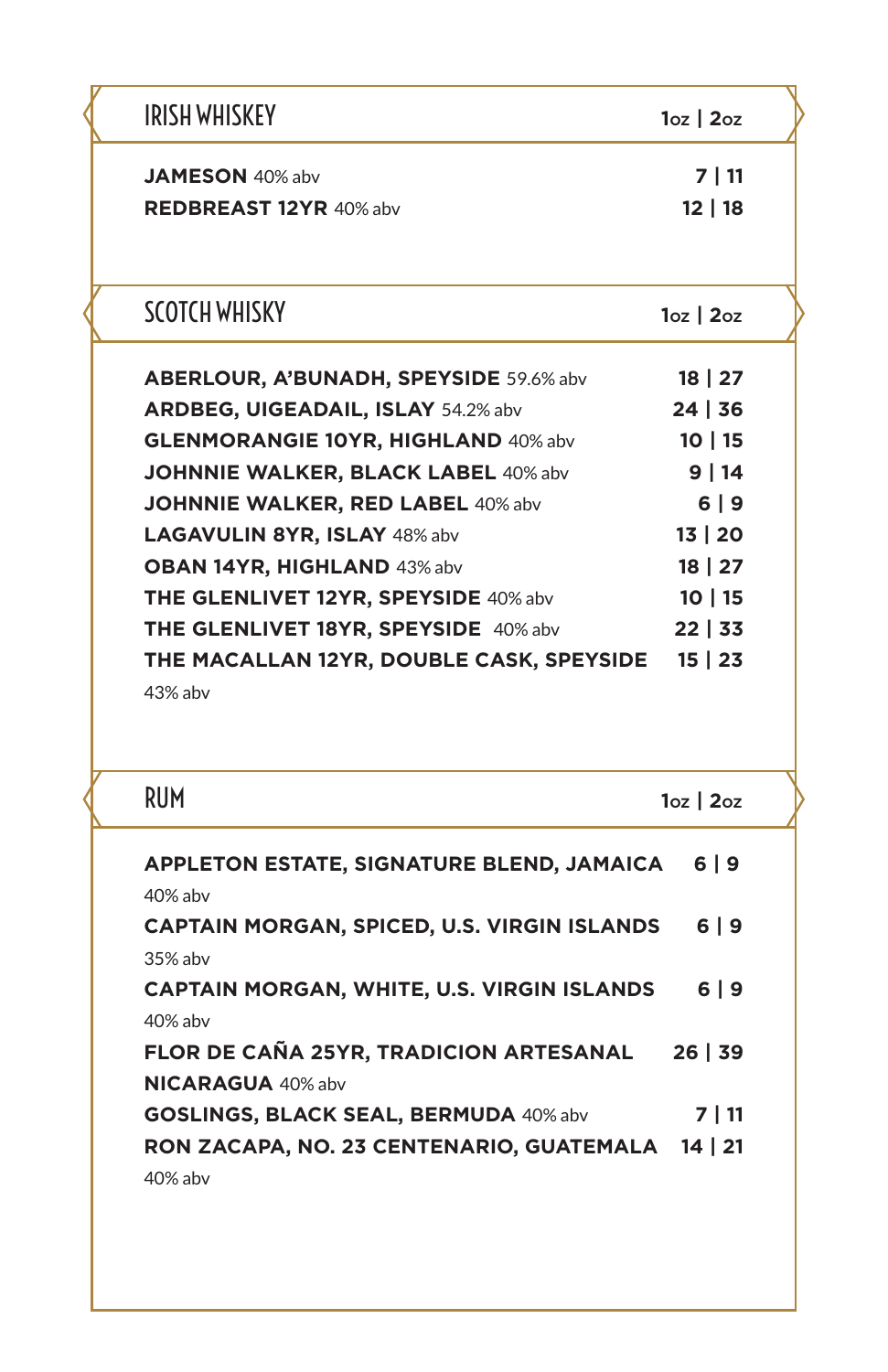## IRISH WHISKEY

| | 1oz \| 2oz |
|---|---|
| **JAMESON** 40% abv | **7 \| 11** |
| **REDBREAST 12YR** 40% abv | **12 \| 18** |

## SCOTCH WHISKY

| | 1oz \| 2oz |
|---|---|
| **ABERLOUR, A'BUNADH, SPEYSIDE** 59.6% abv | **18 \| 27** |
| **ARDBEG, UIGEADAIL, ISLAY** 54.2% abv | **24 \| 36** |
| **GLENMORANGIE 10YR, HIGHLAND** 40% abv | **10 \| 15** |
| **JOHNNIE WALKER, BLACK LABEL** 40% abv | **9 \| 14** |
| **JOHNNIE WALKER, RED LABEL** 40% abv | **6 \| 9** |
| **LAGAVULIN 8YR, ISLAY** 48% abv | **13 \| 20** |
| **OBAN 14YR, HIGHLAND** 43% abv | **18 \| 27** |
| **THE GLENLIVET 12YR, SPEYSIDE** 40% abv | **10 \| 15** |
| **THE GLENLIVET 18YR, SPEYSIDE** 40% abv | **22 \| 33** |
| **THE MACALLAN 12YR, DOUBLE CASK, SPEYSIDE** 43% abv | **15 \| 23** |

## RUM

| | 1oz \| 2oz |
|---|---|
| **APPLETON ESTATE, SIGNATURE BLEND, JAMAICA** 40% abv | **6 \| 9** |
| **CAPTAIN MORGAN, SPICED, U.S. VIRGIN ISLANDS** 35% abv | **6 \| 9** |
| **CAPTAIN MORGAN, WHITE, U.S. VIRGIN ISLANDS** 40% abv | **6 \| 9** |
| **FLOR DE CAÑA 25YR, TRADICION ARTESANAL NICARAGUA** 40% abv | **26 \| 39** |
| **GOSLINGS, BLACK SEAL, BERMUDA** 40% abv | **7 \| 11** |
| **RON ZACAPA, NO. 23 CENTENARIO, GUATEMALA** 40% abv | **14 \| 21** |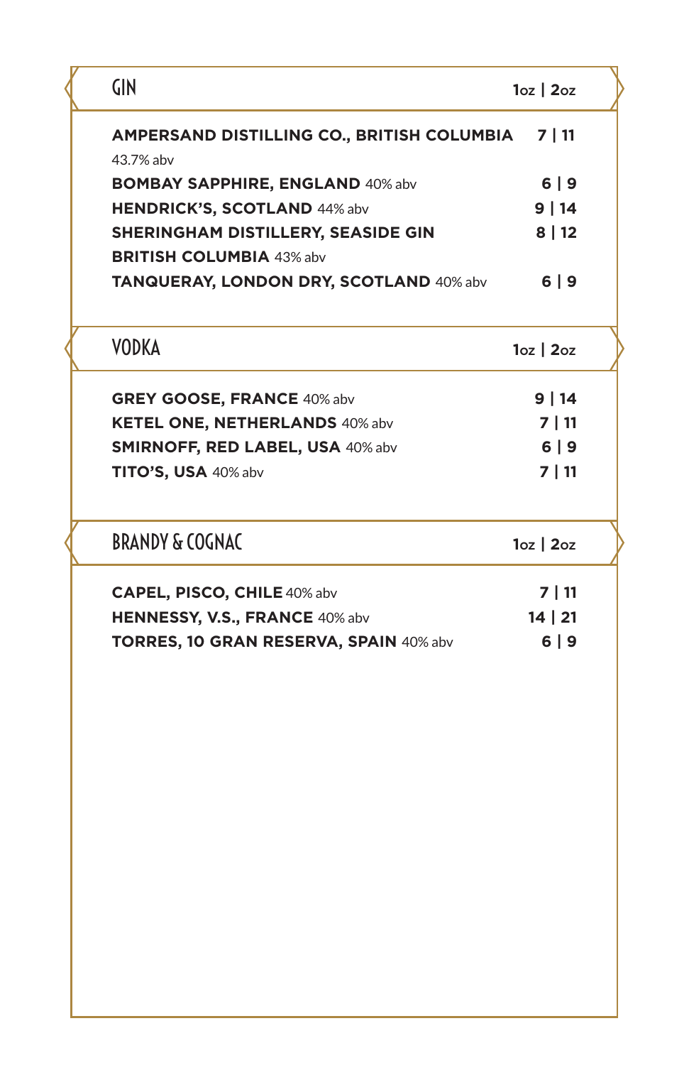## GIN

| | 1oz \| 2oz |
|---|---|
| **AMPERSAND DISTILLING CO., BRITISH COLUMBIA** 43.7% abv | **7 \| 11** |
| **BOMBAY SAPPHIRE, ENGLAND** 40% abv | **6 \| 9** |
| **HENDRICK'S, SCOTLAND** 44% abv | **9 \| 14** |
| **SHERINGHAM DISTILLERY, SEASIDE GIN BRITISH COLUMBIA** 43% abv | **8 \| 12** |
| **TANQUERAY, LONDON DRY, SCOTLAND** 40% abv | **6 \| 9** |

## VODKA

| | 1oz \| 2oz |
|---|---|
| **GREY GOOSE, FRANCE** 40% abv | **9 \| 14** |
| **KETEL ONE, NETHERLANDS** 40% abv | **7 \| 11** |
| **SMIRNOFF, RED LABEL, USA** 40% abv | **6 \| 9** |
| **TITO'S, USA** 40% abv | **7 \| 11** |

## BRANDY & COGNAC

| | 1oz \| 2oz |
|---|---|
| **CAPEL, PISCO, CHILE** 40% abv | **7 \| 11** |
| **HENNESSY, V.S., FRANCE** 40% abv | **14 \| 21** |
| **TORRES, 10 GRAN RESERVA, SPAIN** 40% abv | **6 \| 9** |